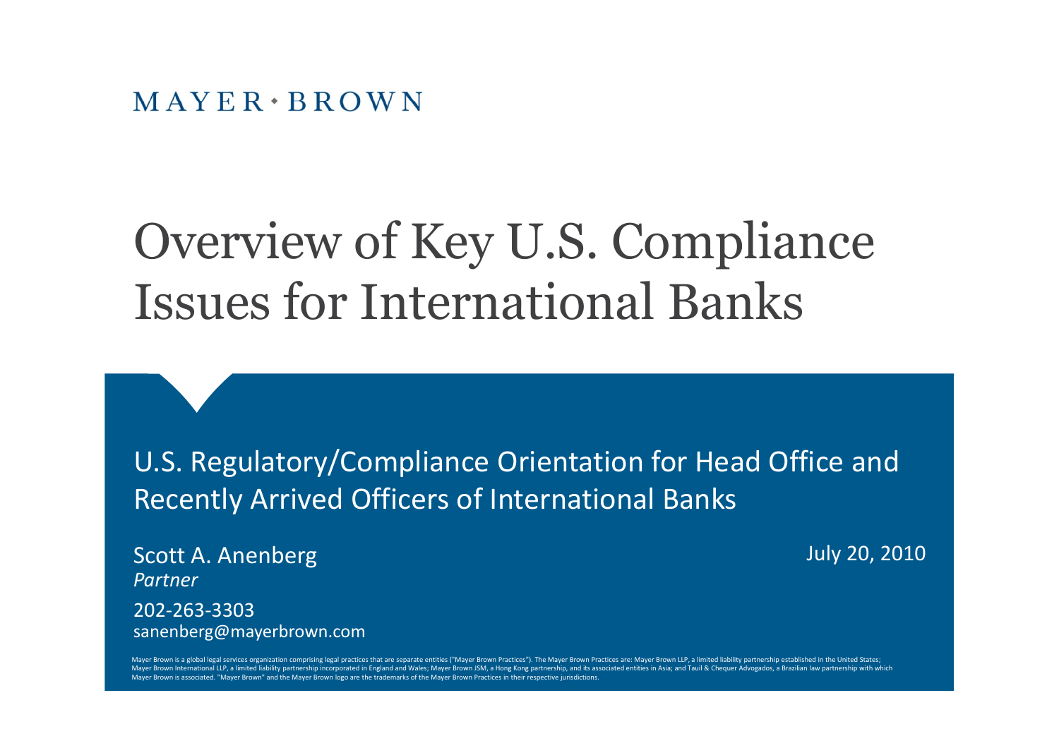MAYER • BROWN

# Overview of Key U.S. Compliance Issues for International Banks

## U.S. Regulatory/Compliance Orientation for Head Office and Recently Arrived Officers of International Banks

Scott A. Anenberg
*Partner*

202-263-3303
sanenberg@mayerbrown.com

July 20, 2010

Mayer Brown is a global legal services organization comprising legal practices that are separate entities ("Mayer Brown Practices"). The Mayer Brown Practices are: Mayer Brown LLP, a limited liability partnership established in the United States; Mayer Brown International LLP, a limited liability partnership incorporated in England and Wales; Mayer Brown JSM, a Hong Kong partnership, and its associated entities in Asia; and Tauil & Chequer Advogados, a Brazilian law partnership with which Mayer Brown is associated. "Mayer Brown" and the Mayer Brown logo are the trademarks of the Mayer Brown Practices in their respective jurisdictions.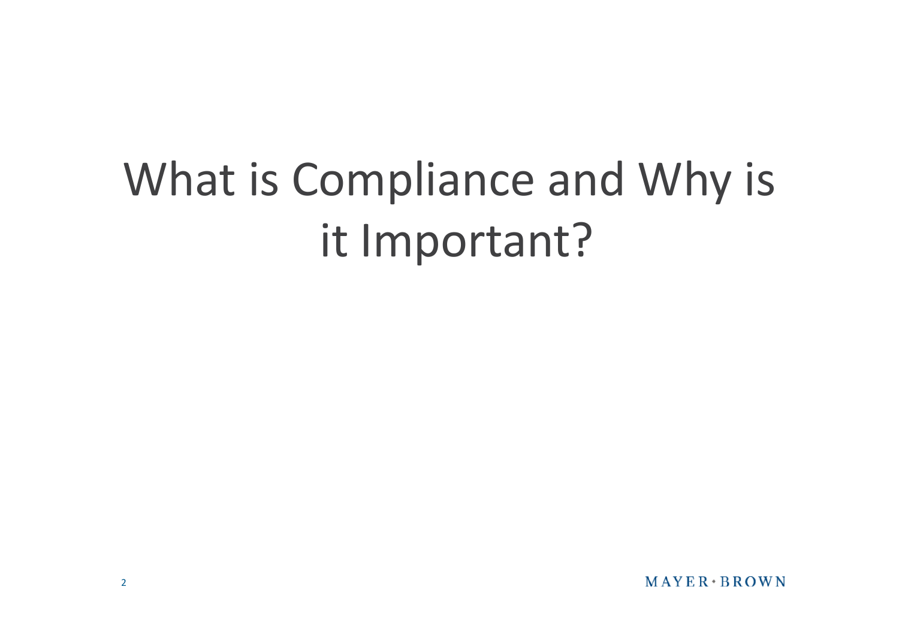# What is Compliance and Why is it Important?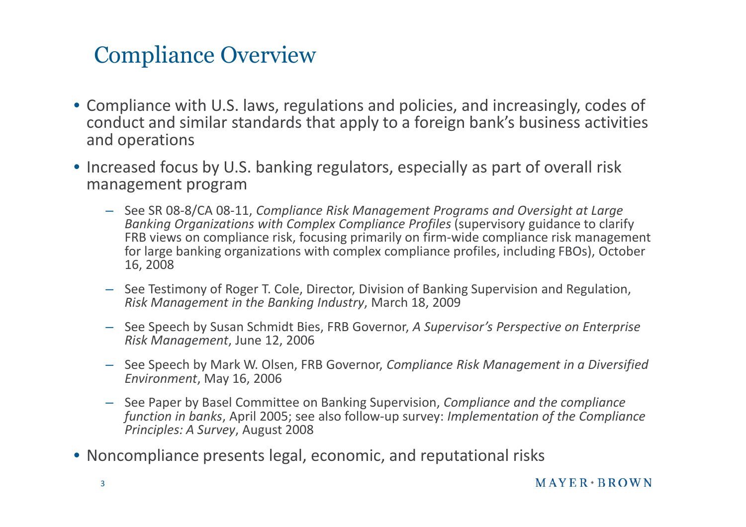# Compliance Overview

- Compliance with U.S. laws, regulations and policies, and increasingly, codes of conduct and similar standards that apply to a foreign bank's business activities and operations
- Increased focus by U.S. banking regulators, especially as part of overall risk management program
  - See SR 08-8/CA 08-11, *Compliance Risk Management Programs and Oversight at Large Banking Organizations with Complex Compliance Profiles* (supervisory guidance to clarify FRB views on compliance risk, focusing primarily on firm-wide compliance risk management for large banking organizations with complex compliance profiles, including FBOs), October 16, 2008
  - See Testimony of Roger T. Cole, Director, Division of Banking Supervision and Regulation, *Risk Management in the Banking Industry*, March 18, 2009
  - See Speech by Susan Schmidt Bies, FRB Governor, *A Supervisor's Perspective on Enterprise Risk Management*, June 12, 2006
  - See Speech by Mark W. Olsen, FRB Governor, *Compliance Risk Management in a Diversified Environment*, May 16, 2006
  - See Paper by Basel Committee on Banking Supervision, *Compliance and the compliance function in banks*, April 2005; see also follow-up survey: *Implementation of the Compliance Principles: A Survey*, August 2008
- Noncompliance presents legal, economic, and reputational risks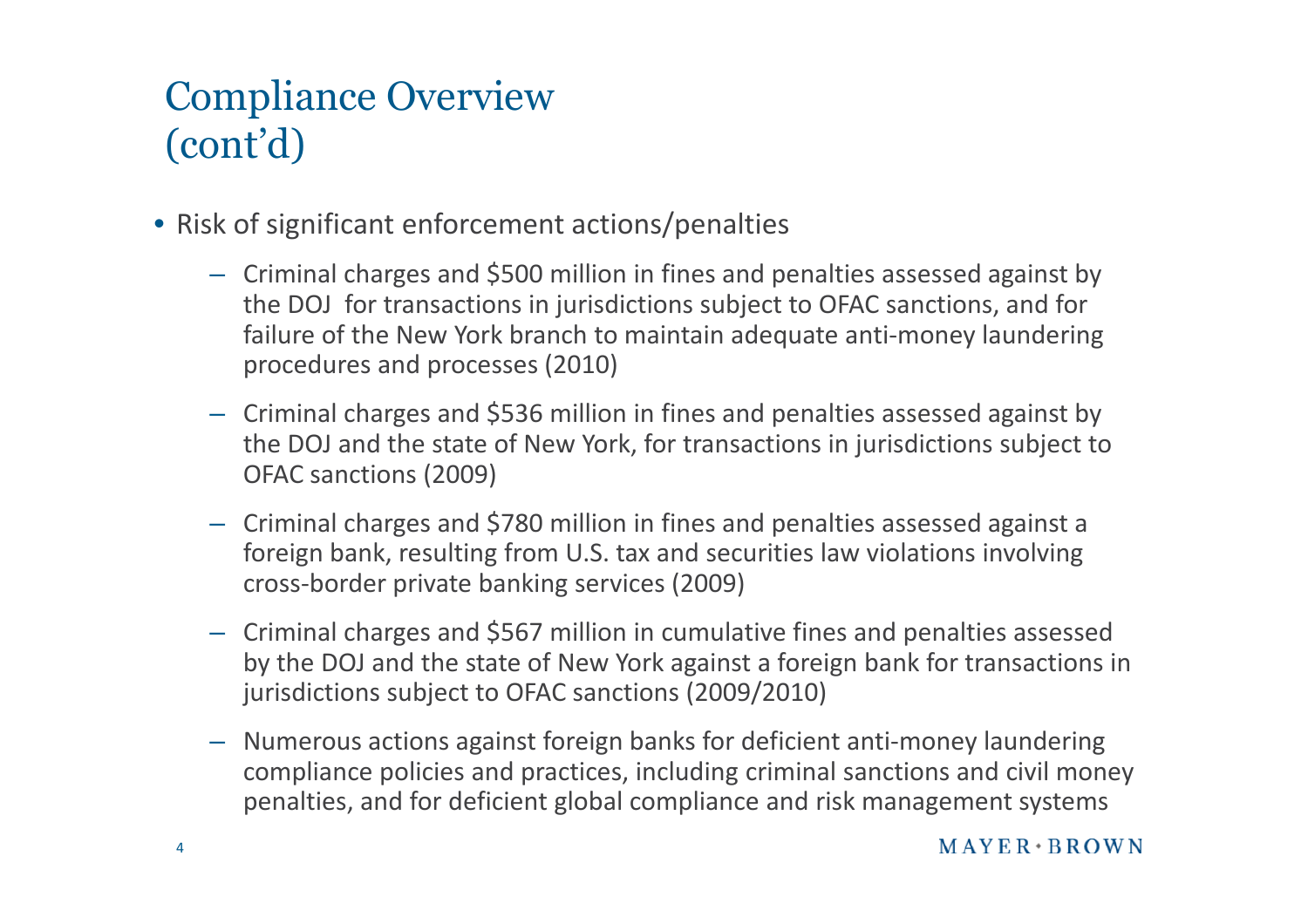# Compliance Overview (cont'd)

- Risk of significant enforcement actions/penalties
  - Criminal charges and $500 million in fines and penalties assessed against by the DOJ  for transactions in jurisdictions subject to OFAC sanctions, and for failure of the New York branch to maintain adequate anti-money laundering procedures and processes (2010)
  - Criminal charges and $536 million in fines and penalties assessed against by the DOJ and the state of New York, for transactions in jurisdictions subject to OFAC sanctions (2009)
  - Criminal charges and $780 million in fines and penalties assessed against a foreign bank, resulting from U.S. tax and securities law violations involving cross-border private banking services (2009)
  - Criminal charges and $567 million in cumulative fines and penalties assessed by the DOJ and the state of New York against a foreign bank for transactions in jurisdictions subject to OFAC sanctions (2009/2010)
  - Numerous actions against foreign banks for deficient anti-money laundering compliance policies and practices, including criminal sanctions and civil money penalties, and for deficient global compliance and risk management systems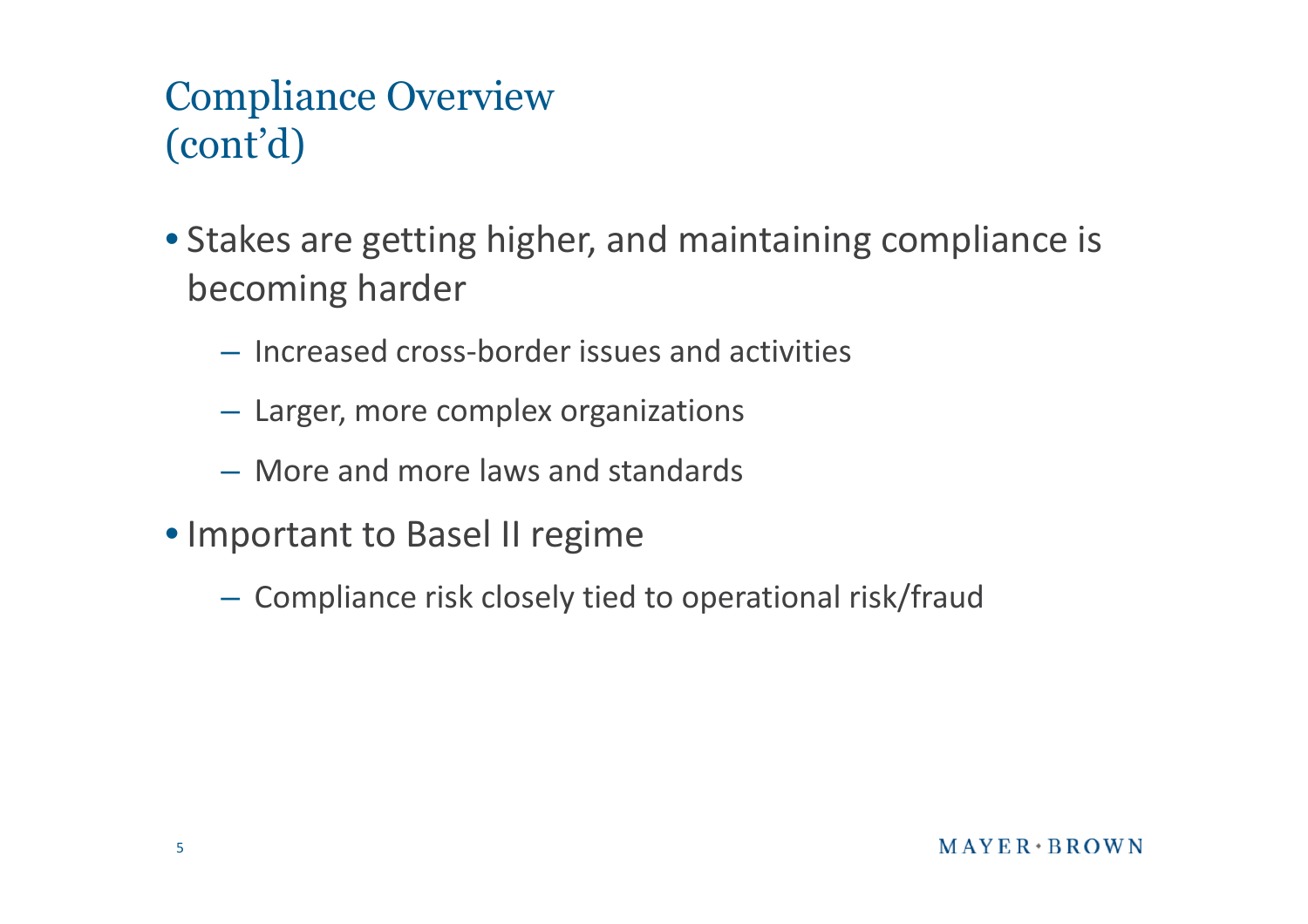# Compliance Overview (cont'd)

- Stakes are getting higher, and maintaining compliance is becoming harder
  - Increased cross-border issues and activities
  - Larger, more complex organizations
  - More and more laws and standards
- Important to Basel II regime
  - Compliance risk closely tied to operational risk/fraud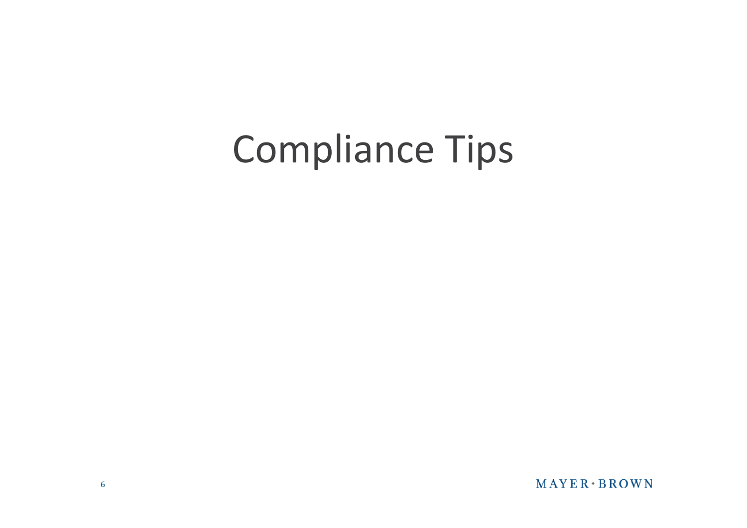# Compliance Tips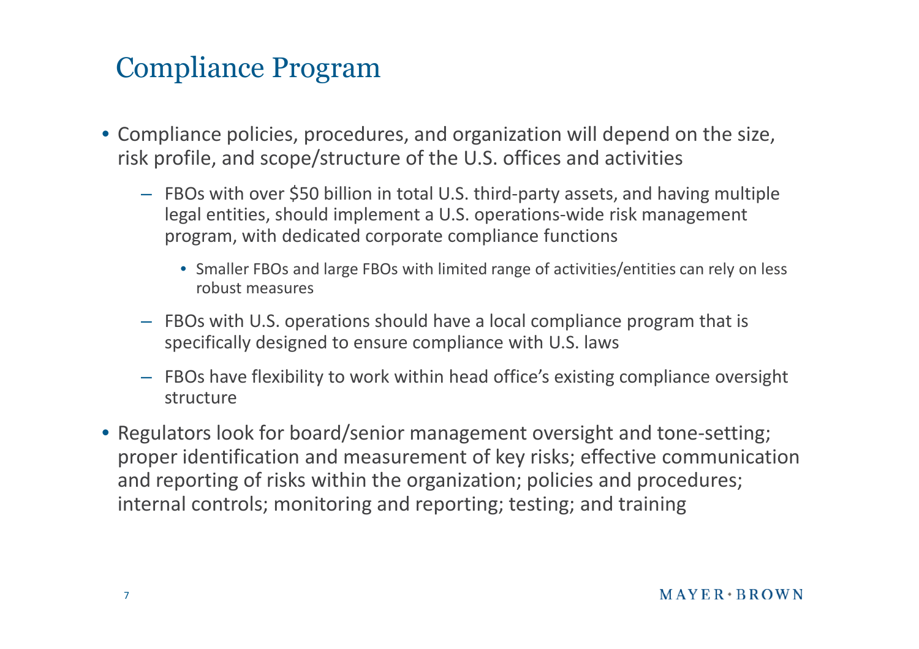# Compliance Program

- Compliance policies, procedures, and organization will depend on the size, risk profile, and scope/structure of the U.S. offices and activities
  - FBOs with over $50 billion in total U.S. third-party assets, and having multiple legal entities, should implement a U.S. operations-wide risk management program, with dedicated corporate compliance functions
    - Smaller FBOs and large FBOs with limited range of activities/entities can rely on less robust measures
  - FBOs with U.S. operations should have a local compliance program that is specifically designed to ensure compliance with U.S. laws
  - FBOs have flexibility to work within head office's existing compliance oversight structure
- Regulators look for board/senior management oversight and tone-setting; proper identification and measurement of key risks; effective communication and reporting of risks within the organization; policies and procedures; internal controls; monitoring and reporting; testing; and training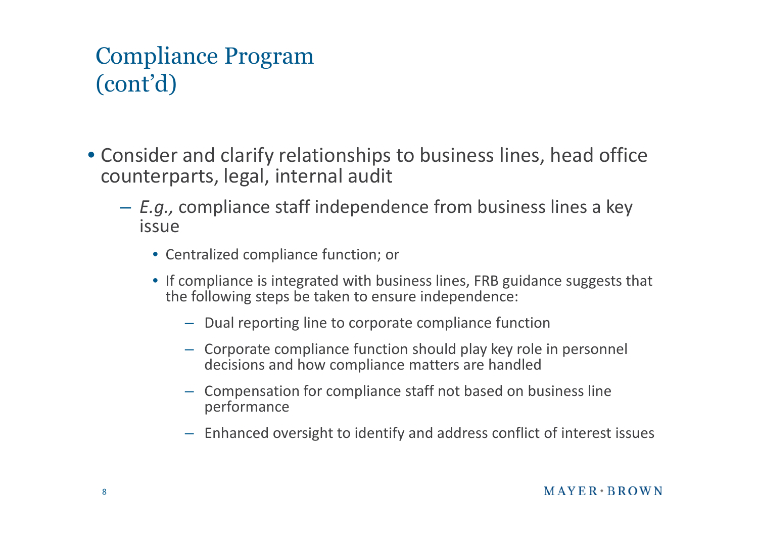# Compliance Program (cont'd)

- Consider and clarify relationships to business lines, head office counterparts, legal, internal audit
  - *E.g.,* compliance staff independence from business lines a key issue
    - Centralized compliance function; or
    - If compliance is integrated with business lines, FRB guidance suggests that the following steps be taken to ensure independence:
      - Dual reporting line to corporate compliance function
      - Corporate compliance function should play key role in personnel decisions and how compliance matters are handled
      - Compensation for compliance staff not based on business line performance
      - Enhanced oversight to identify and address conflict of interest issues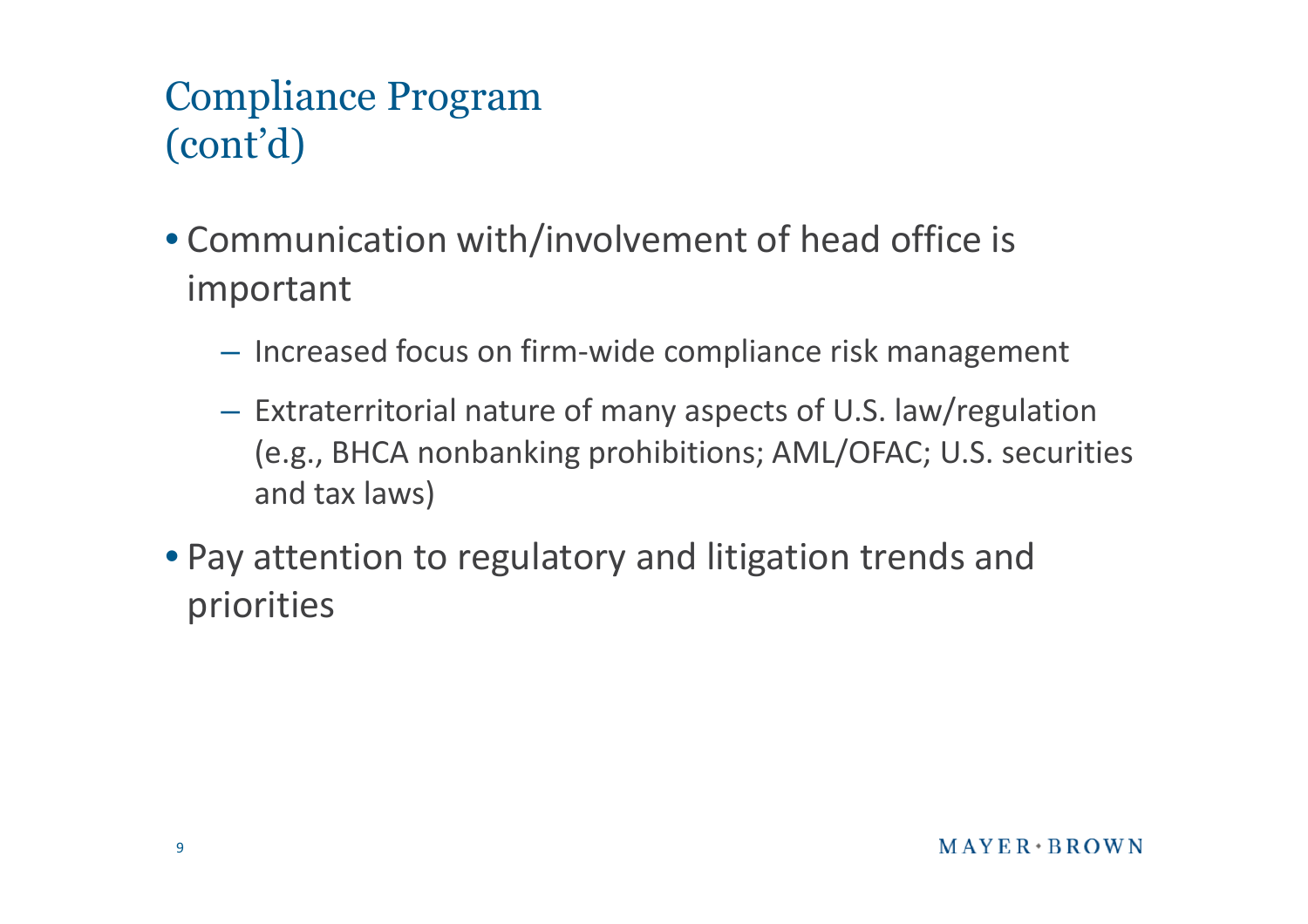# Compliance Program (cont'd)

- Communication with/involvement of head office is important
  - Increased focus on firm-wide compliance risk management
  - Extraterritorial nature of many aspects of U.S. law/regulation (e.g., BHCA nonbanking prohibitions; AML/OFAC; U.S. securities and tax laws)
- Pay attention to regulatory and litigation trends and priorities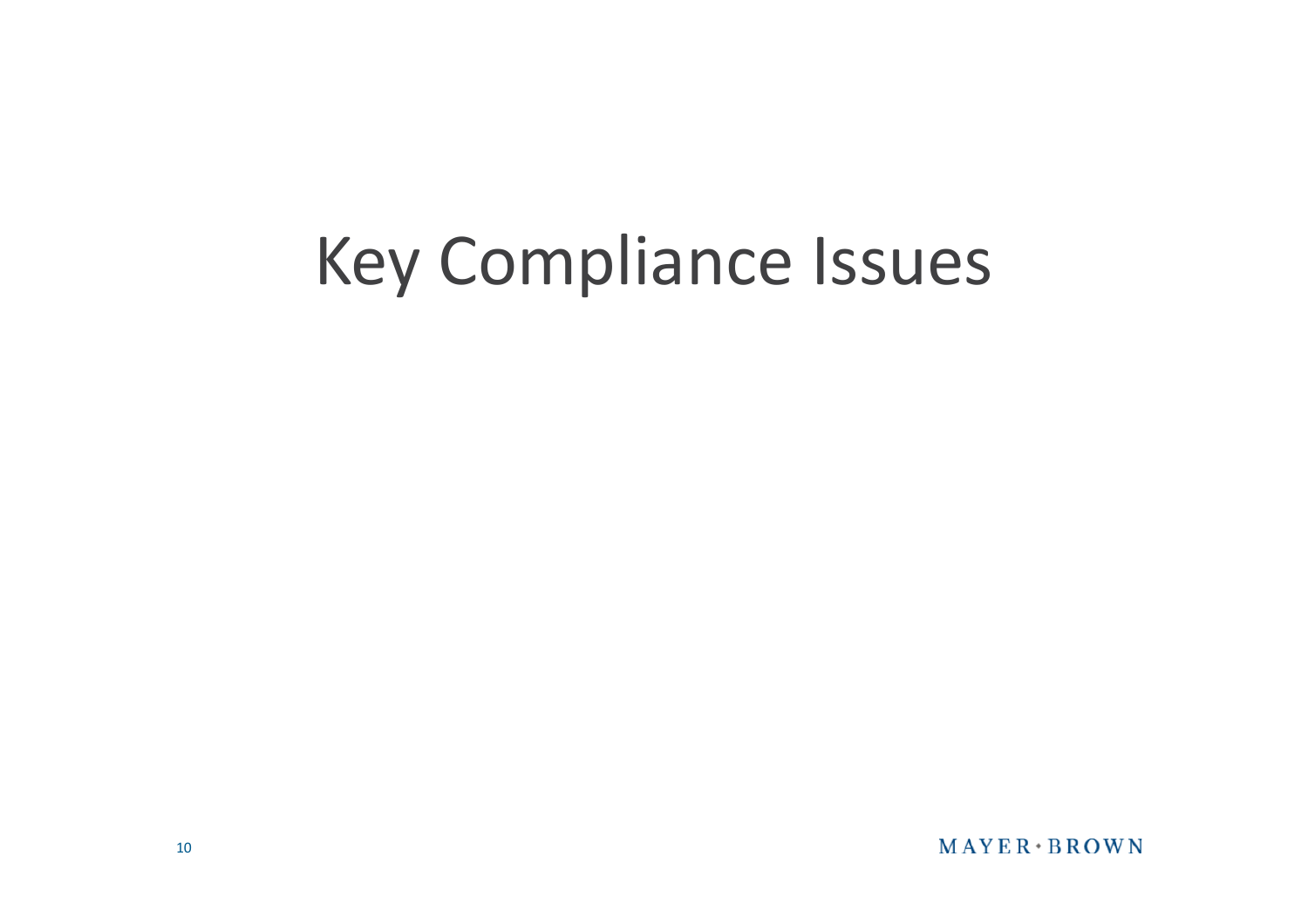# Key Compliance Issues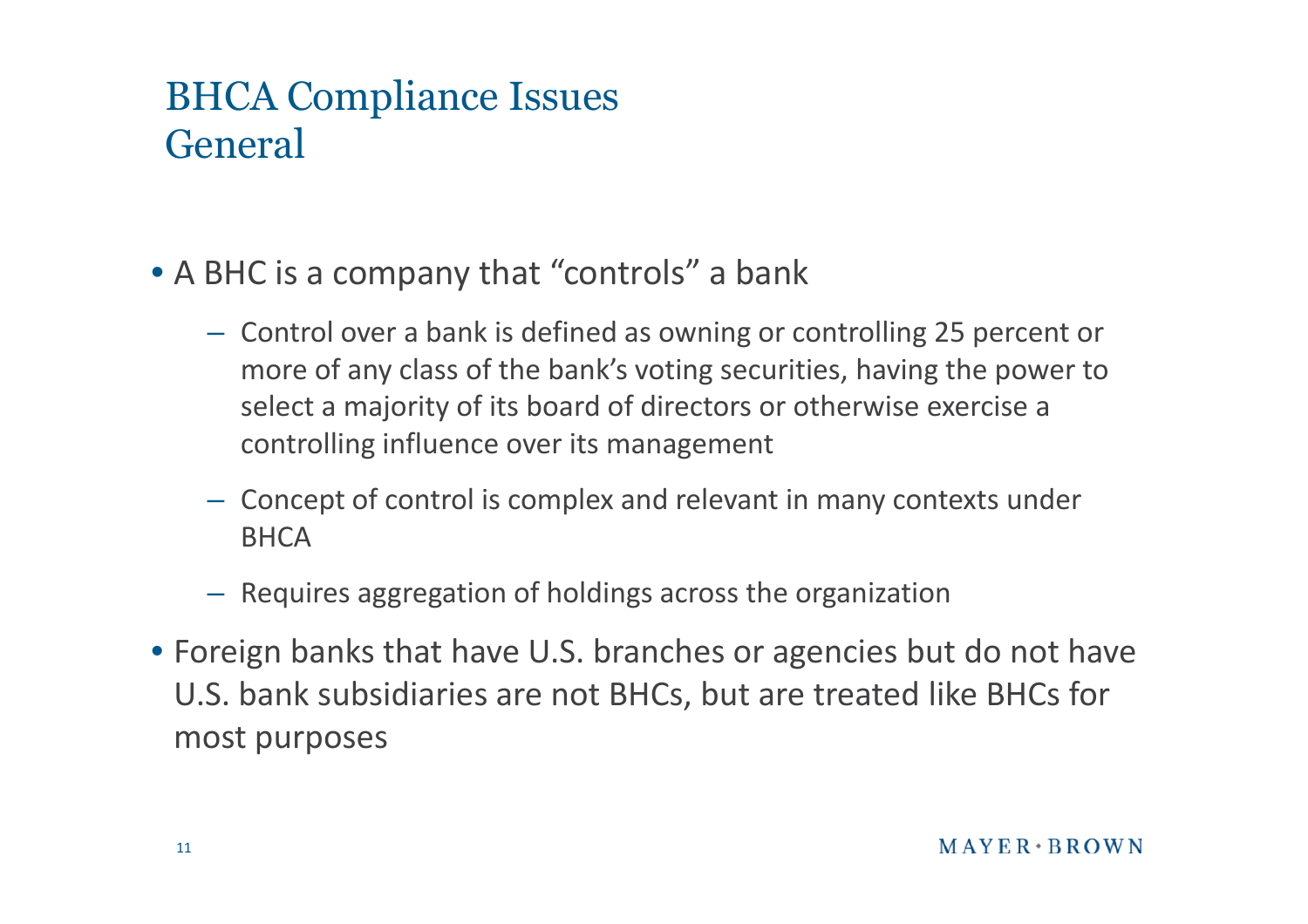# BHCA Compliance Issues
## General

- A BHC is a company that “controls” a bank
  - Control over a bank is defined as owning or controlling 25 percent or more of any class of the bank’s voting securities, having the power to select a majority of its board of directors or otherwise exercise a controlling influence over its management
  - Concept of control is complex and relevant in many contexts under BHCA
  - Requires aggregation of holdings across the organization
- Foreign banks that have U.S. branches or agencies but do not have U.S. bank subsidiaries are not BHCs, but are treated like BHCs for most purposes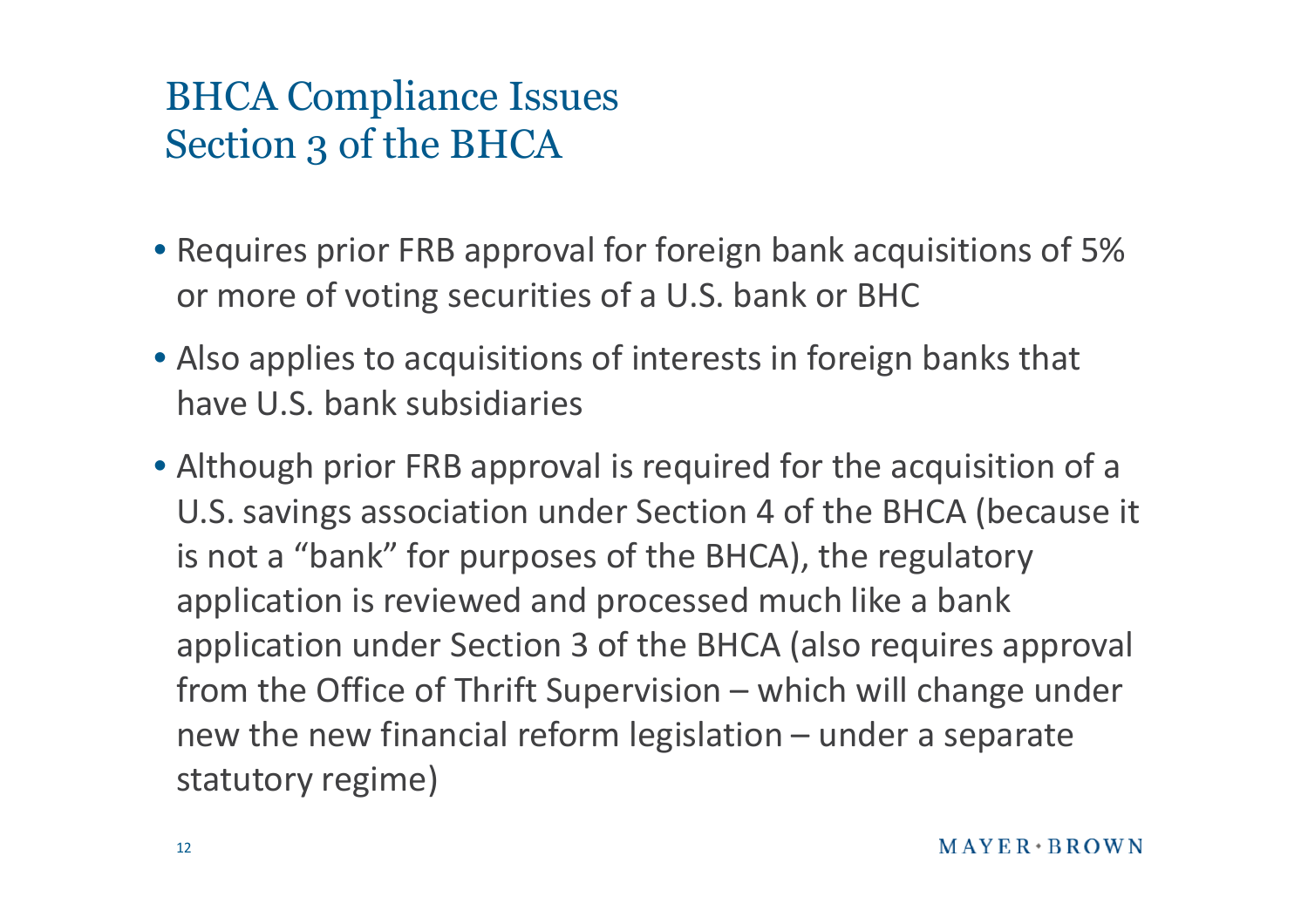# BHCA Compliance Issues
# Section 3 of the BHCA

- Requires prior FRB approval for foreign bank acquisitions of 5% or more of voting securities of a U.S. bank or BHC
- Also applies to acquisitions of interests in foreign banks that have U.S. bank subsidiaries
- Although prior FRB approval is required for the acquisition of a U.S. savings association under Section 4 of the BHCA (because it is not a "bank" for purposes of the BHCA), the regulatory application is reviewed and processed much like a bank application under Section 3 of the BHCA (also requires approval from the Office of Thrift Supervision – which will change under new the new financial reform legislation – under a separate statutory regime)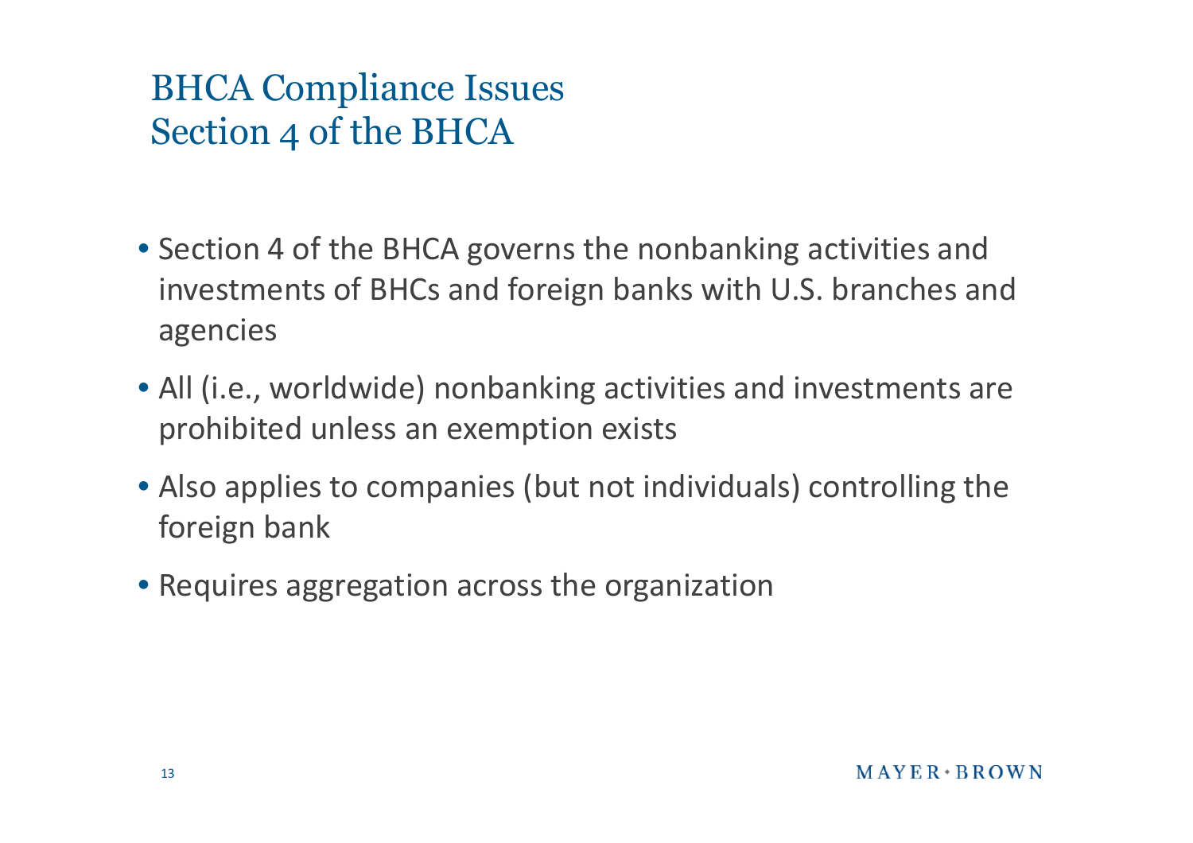# BHCA Compliance Issues
## Section 4 of the BHCA

- Section 4 of the BHCA governs the nonbanking activities and investments of BHCs and foreign banks with U.S. branches and agencies
- All (i.e., worldwide) nonbanking activities and investments are prohibited unless an exemption exists
- Also applies to companies (but not individuals) controlling the foreign bank
- Requires aggregation across the organization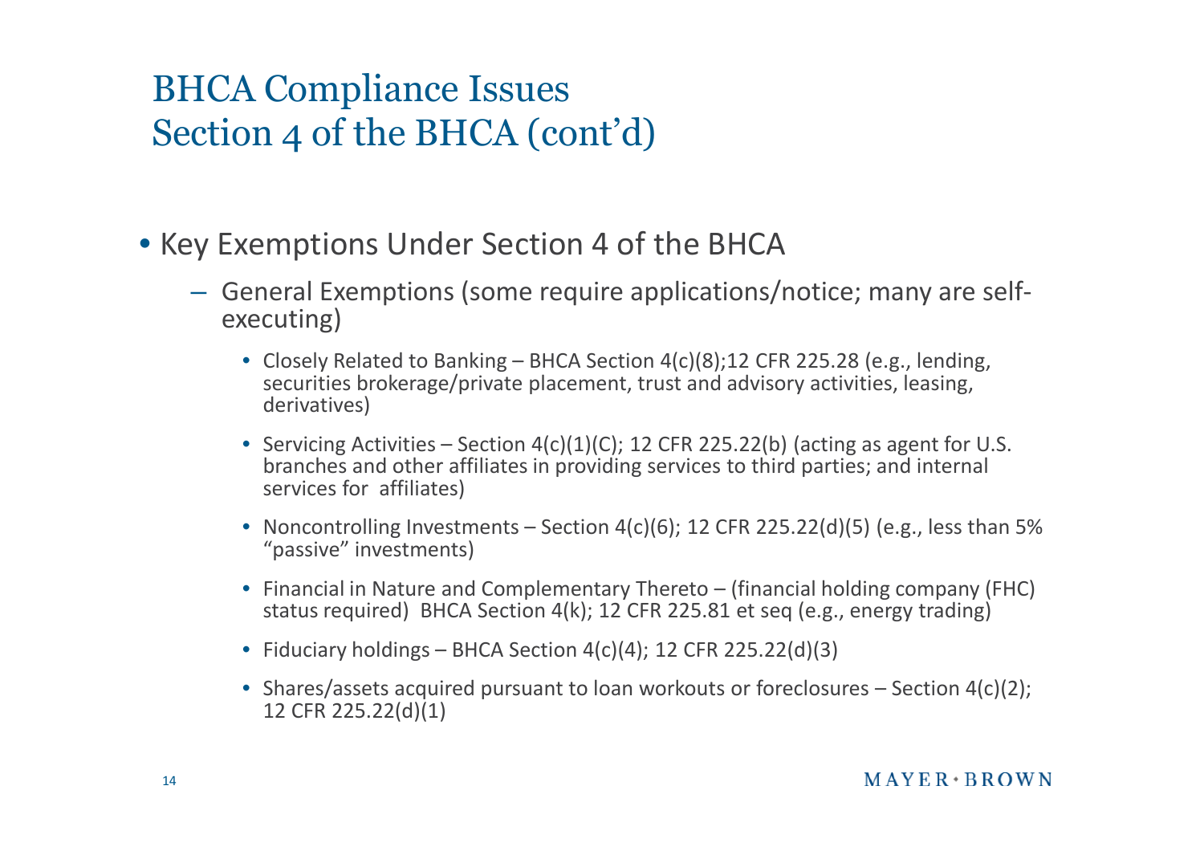# BHCA Compliance Issues
# Section 4 of the BHCA (cont'd)

- Key Exemptions Under Section 4 of the BHCA
  - General Exemptions (some require applications/notice; many are self-executing)
    - Closely Related to Banking – BHCA Section 4(c)(8);12 CFR 225.28 (e.g., lending, securities brokerage/private placement, trust and advisory activities, leasing, derivatives)
    - Servicing Activities – Section 4(c)(1)(C); 12 CFR 225.22(b) (acting as agent for U.S. branches and other affiliates in providing services to third parties; and internal services for affiliates)
    - Noncontrolling Investments – Section 4(c)(6); 12 CFR 225.22(d)(5) (e.g., less than 5% "passive" investments)
    - Financial in Nature and Complementary Thereto – (financial holding company (FHC) status required) BHCA Section 4(k); 12 CFR 225.81 et seq (e.g., energy trading)
    - Fiduciary holdings – BHCA Section 4(c)(4); 12 CFR 225.22(d)(3)
    - Shares/assets acquired pursuant to loan workouts or foreclosures – Section 4(c)(2); 12 CFR 225.22(d)(1)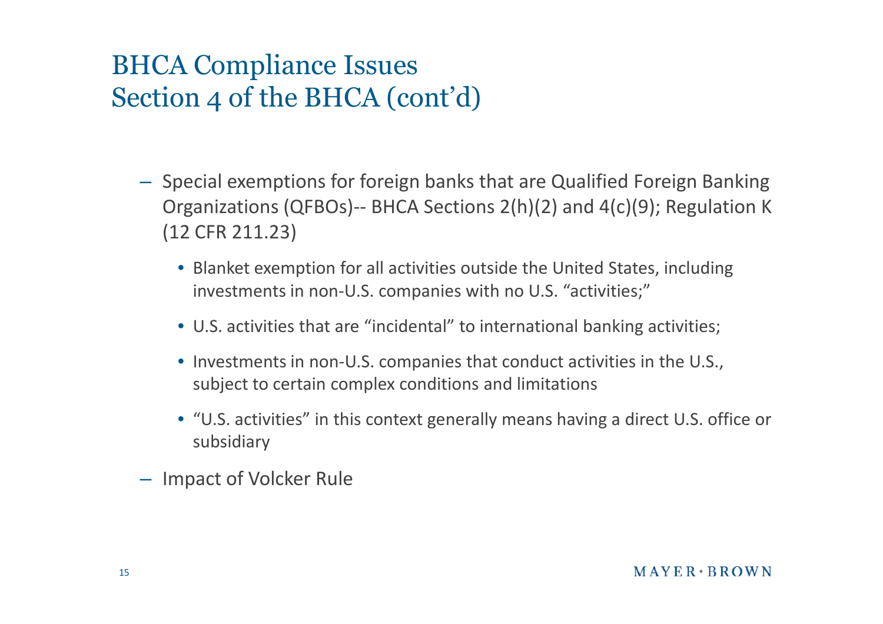# BHCA Compliance Issues
## Section 4 of the BHCA (cont'd)

- Special exemptions for foreign banks that are Qualified Foreign Banking Organizations (QFBOs)-- BHCA Sections 2(h)(2) and 4(c)(9); Regulation K (12 CFR 211.23)
  - Blanket exemption for all activities outside the United States, including investments in non-U.S. companies with no U.S. "activities;"
  - U.S. activities that are "incidental" to international banking activities;
  - Investments in non-U.S. companies that conduct activities in the U.S., subject to certain complex conditions and limitations
  - "U.S. activities" in this context generally means having a direct U.S. office or subsidiary
- Impact of Volcker Rule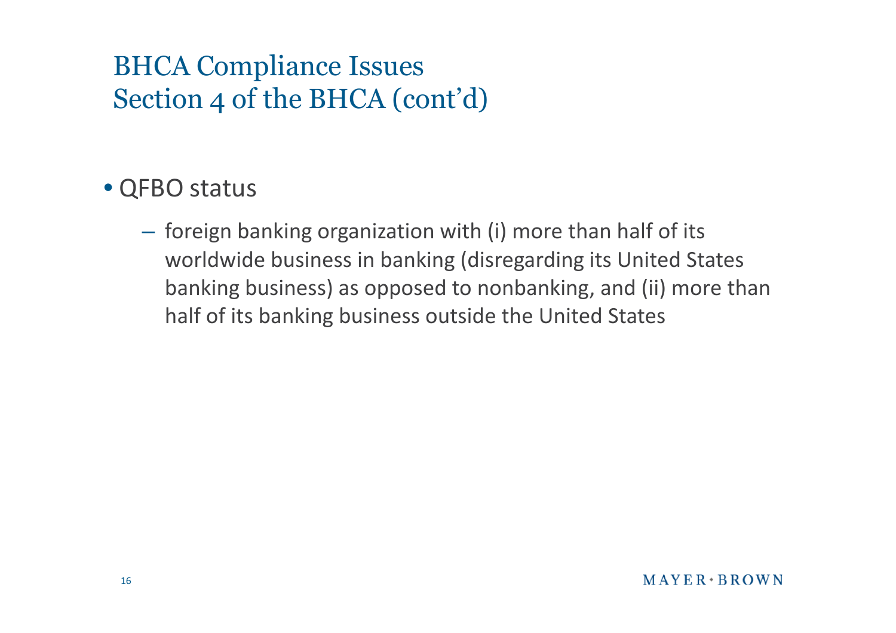# BHCA Compliance Issues
## Section 4 of the BHCA (cont'd)

- QFBO status
  - foreign banking organization with (i) more than half of its worldwide business in banking (disregarding its United States banking business) as opposed to nonbanking, and (ii) more than half of its banking business outside the United States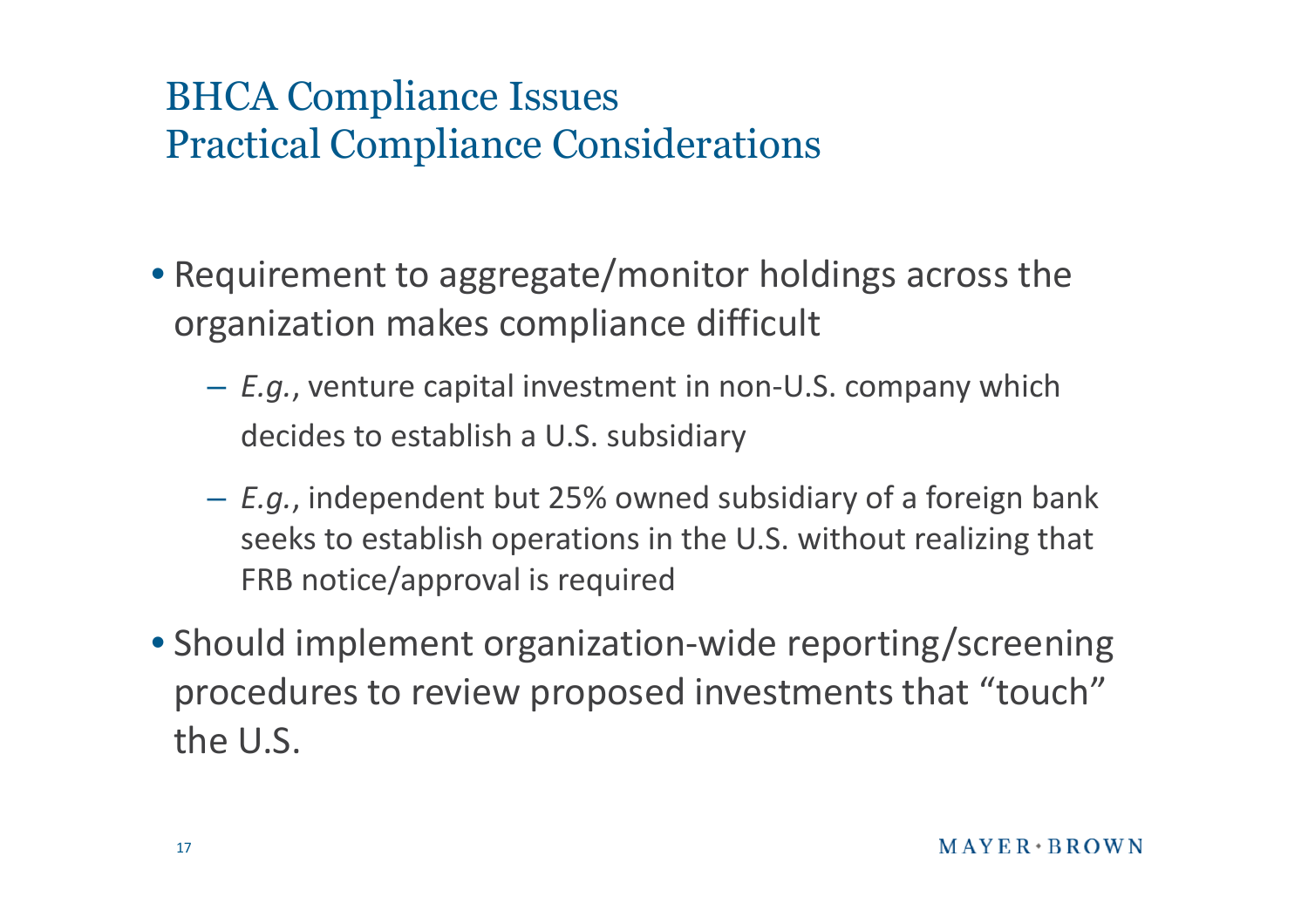# BHCA Compliance Issues
## Practical Compliance Considerations

- Requirement to aggregate/monitor holdings across the organization makes compliance difficult
  - *E.g.*, venture capital investment in non-U.S. company which decides to establish a U.S. subsidiary
  - *E.g.*, independent but 25% owned subsidiary of a foreign bank seeks to establish operations in the U.S. without realizing that FRB notice/approval is required
- Should implement organization-wide reporting/screening procedures to review proposed investments that "touch" the U.S.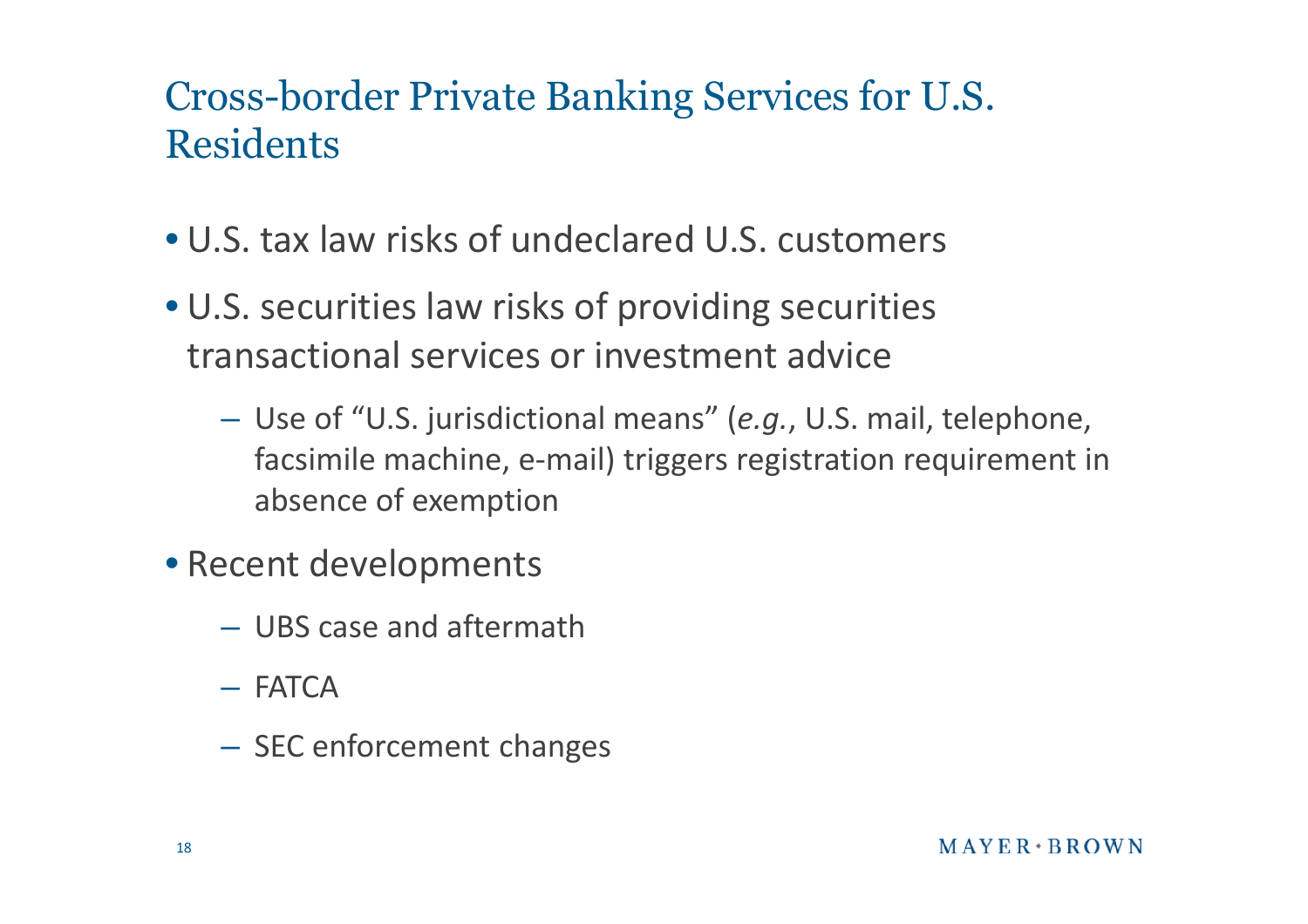# Cross-border Private Banking Services for U.S. Residents

- U.S. tax law risks of undeclared U.S. customers
- U.S. securities law risks of providing securities transactional services or investment advice
  - Use of "U.S. jurisdictional means" (*e.g.*, U.S. mail, telephone, facsimile machine, e-mail) triggers registration requirement in absence of exemption
- Recent developments
  - UBS case and aftermath
  - FATCA
  - SEC enforcement changes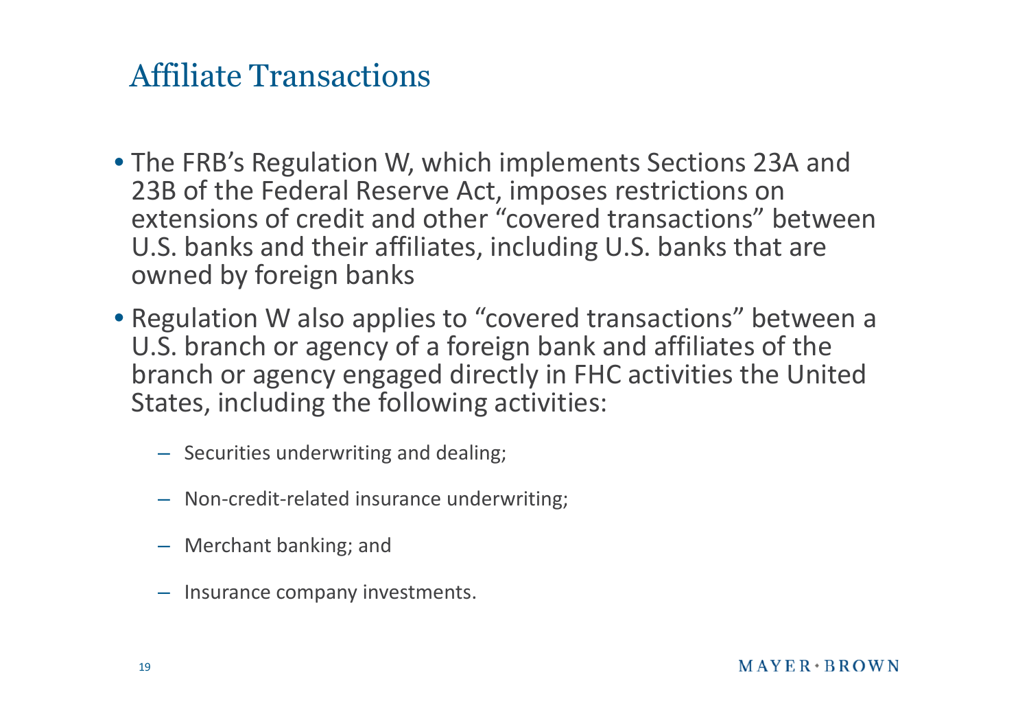# Affiliate Transactions

- The FRB's Regulation W, which implements Sections 23A and 23B of the Federal Reserve Act, imposes restrictions on extensions of credit and other "covered transactions" between U.S. banks and their affiliates, including U.S. banks that are owned by foreign banks
- Regulation W also applies to "covered transactions" between a U.S. branch or agency of a foreign bank and affiliates of the branch or agency engaged directly in FHC activities the United States, including the following activities:
  - Securities underwriting and dealing;
  - Non-credit-related insurance underwriting;
  - Merchant banking; and
  - Insurance company investments.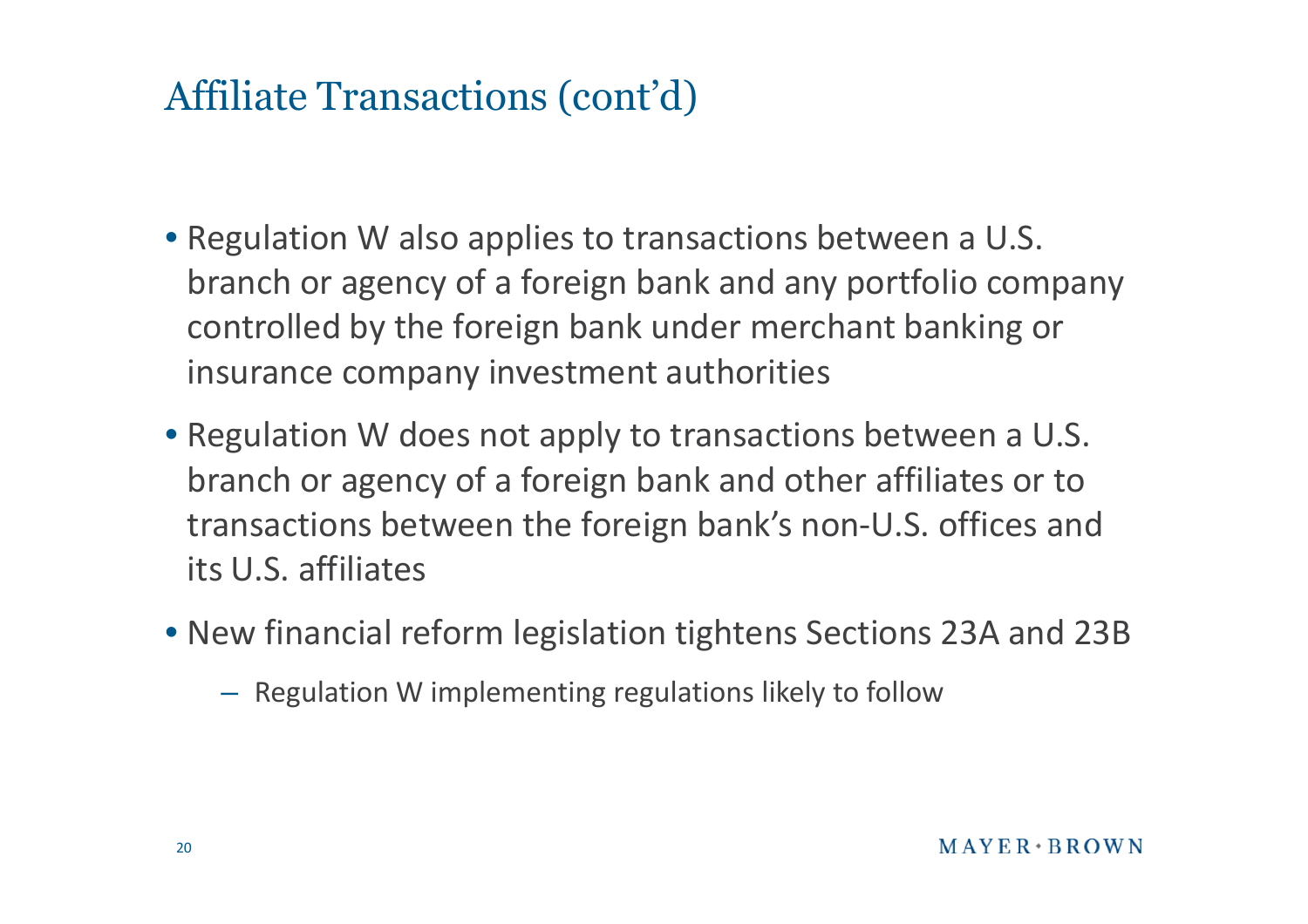# Affiliate Transactions (cont'd)

- Regulation W also applies to transactions between a U.S. branch or agency of a foreign bank and any portfolio company controlled by the foreign bank under merchant banking or insurance company investment authorities
- Regulation W does not apply to transactions between a U.S. branch or agency of a foreign bank and other affiliates or to transactions between the foreign bank's non-U.S. offices and its U.S. affiliates
- New financial reform legislation tightens Sections 23A and 23B
  - Regulation W implementing regulations likely to follow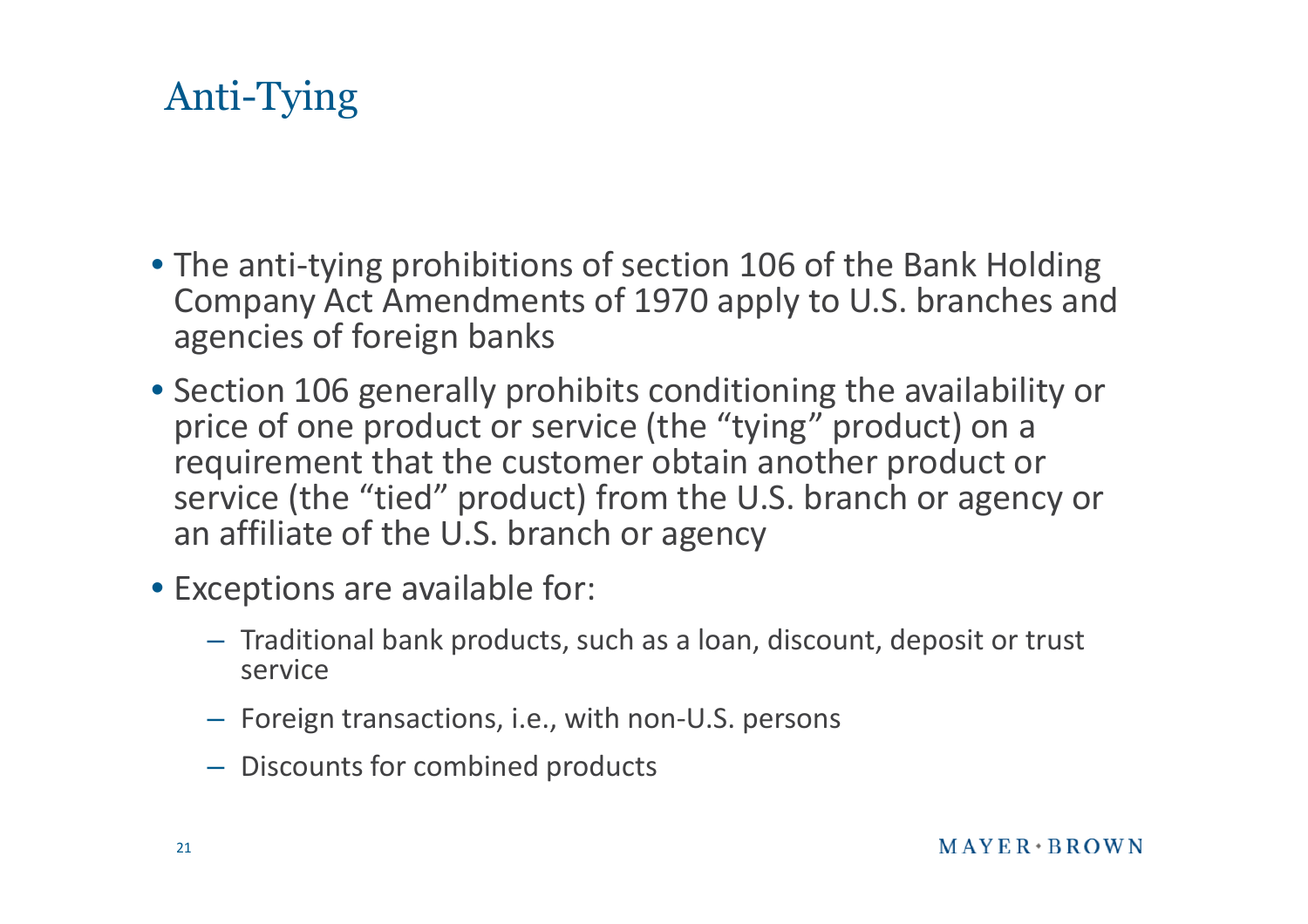# Anti-Tying

- The anti-tying prohibitions of section 106 of the Bank Holding Company Act Amendments of 1970 apply to U.S. branches and agencies of foreign banks
- Section 106 generally prohibits conditioning the availability or price of one product or service (the "tying" product) on a requirement that the customer obtain another product or service (the "tied" product) from the U.S. branch or agency or an affiliate of the U.S. branch or agency
- Exceptions are available for:
  - Traditional bank products, such as a loan, discount, deposit or trust service
  - Foreign transactions, i.e., with non-U.S. persons
  - Discounts for combined products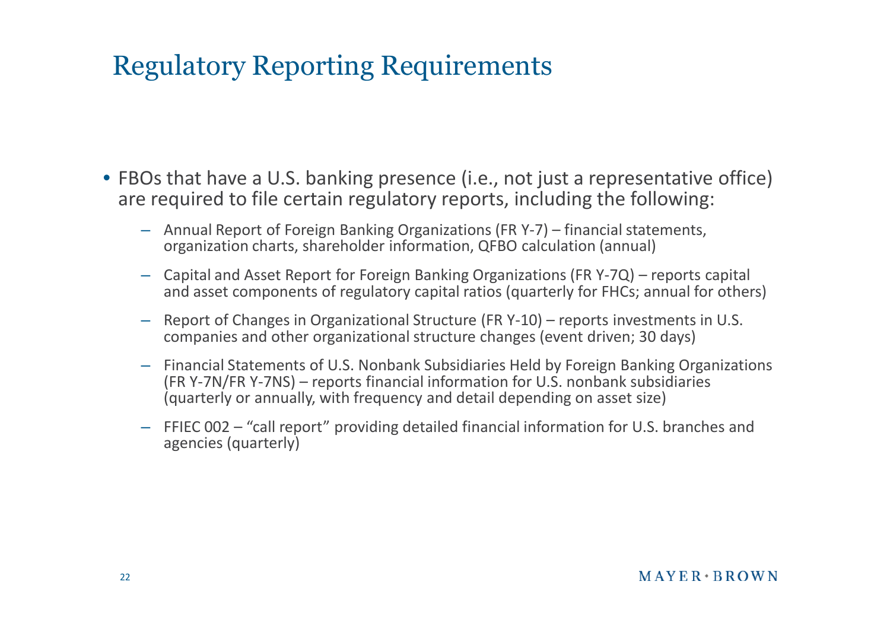# Regulatory Reporting Requirements

- FBOs that have a U.S. banking presence (i.e., not just a representative office) are required to file certain regulatory reports, including the following:
  - Annual Report of Foreign Banking Organizations (FR Y-7) – financial statements, organization charts, shareholder information, QFBO calculation (annual)
  - Capital and Asset Report for Foreign Banking Organizations (FR Y-7Q) – reports capital and asset components of regulatory capital ratios (quarterly for FHCs; annual for others)
  - Report of Changes in Organizational Structure (FR Y-10) – reports investments in U.S. companies and other organizational structure changes (event driven; 30 days)
  - Financial Statements of U.S. Nonbank Subsidiaries Held by Foreign Banking Organizations (FR Y-7N/FR Y-7NS) – reports financial information for U.S. nonbank subsidiaries (quarterly or annually, with frequency and detail depending on asset size)
  - FFIEC 002 – "call report" providing detailed financial information for U.S. branches and agencies (quarterly)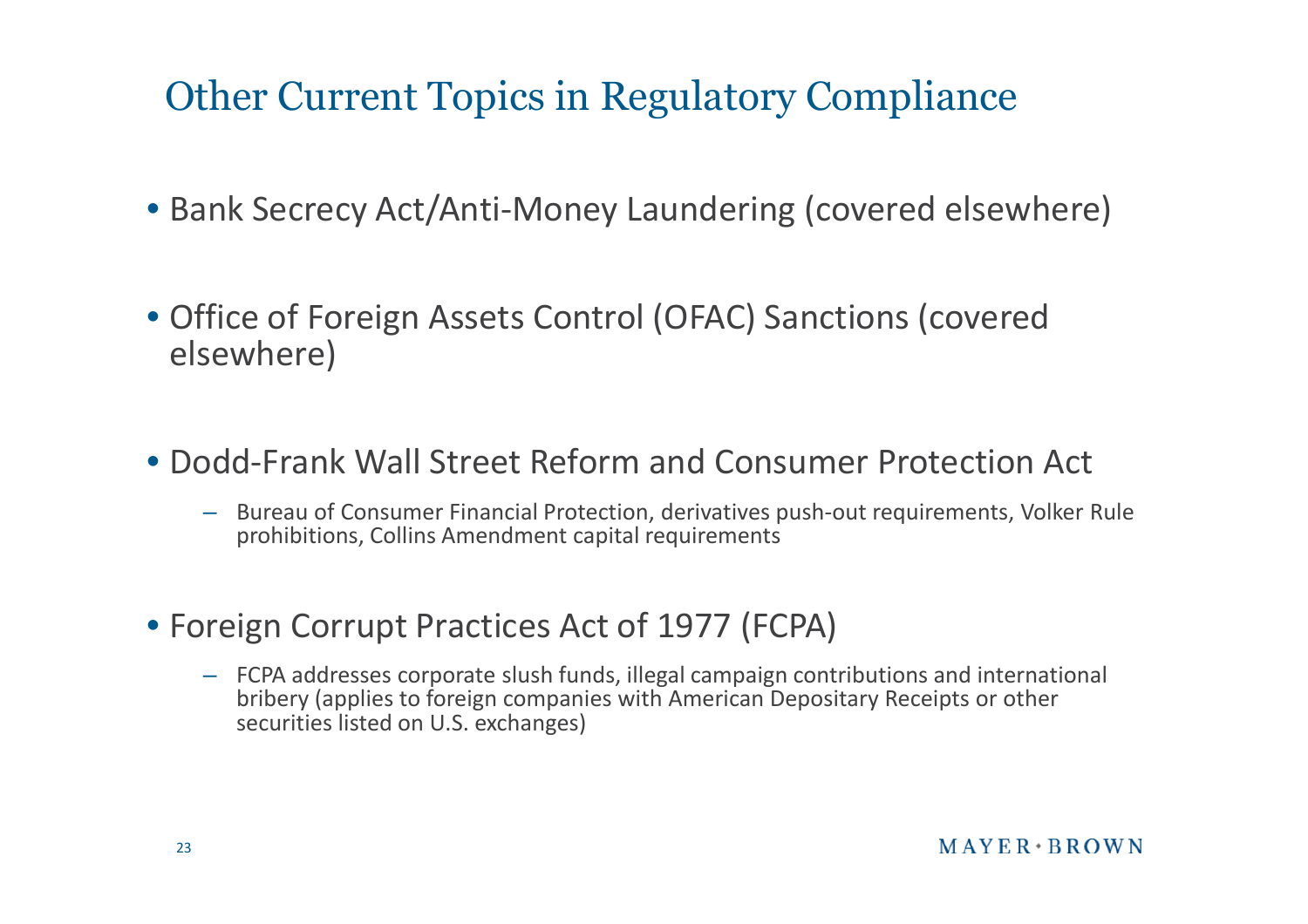# Other Current Topics in Regulatory Compliance

- Bank Secrecy Act/Anti-Money Laundering (covered elsewhere)

- Office of Foreign Assets Control (OFAC) Sanctions (covered elsewhere)

- Dodd-Frank Wall Street Reform and Consumer Protection Act
  - Bureau of Consumer Financial Protection, derivatives push-out requirements, Volker Rule prohibitions, Collins Amendment capital requirements

- Foreign Corrupt Practices Act of 1977 (FCPA)
  - FCPA addresses corporate slush funds, illegal campaign contributions and international bribery (applies to foreign companies with American Depositary Receipts or other securities listed on U.S. exchanges)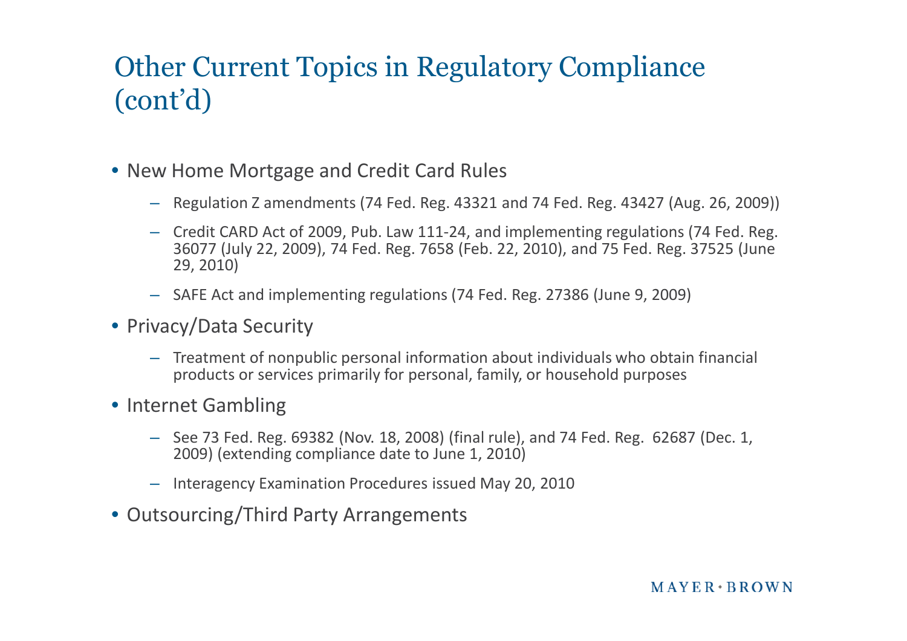# Other Current Topics in Regulatory Compliance (cont'd)

- New Home Mortgage and Credit Card Rules
  - Regulation Z amendments (74 Fed. Reg. 43321 and 74 Fed. Reg. 43427 (Aug. 26, 2009))
  - Credit CARD Act of 2009, Pub. Law 111-24, and implementing regulations (74 Fed. Reg. 36077 (July 22, 2009), 74 Fed. Reg. 7658 (Feb. 22, 2010), and 75 Fed. Reg. 37525 (June 29, 2010)
  - SAFE Act and implementing regulations (74 Fed. Reg. 27386 (June 9, 2009)
- Privacy/Data Security
  - Treatment of nonpublic personal information about individuals who obtain financial products or services primarily for personal, family, or household purposes
- Internet Gambling
  - See 73 Fed. Reg. 69382 (Nov. 18, 2008) (final rule), and 74 Fed. Reg. 62687 (Dec. 1, 2009) (extending compliance date to June 1, 2010)
  - Interagency Examination Procedures issued May 20, 2010
- Outsourcing/Third Party Arrangements

MAYER • BROWN